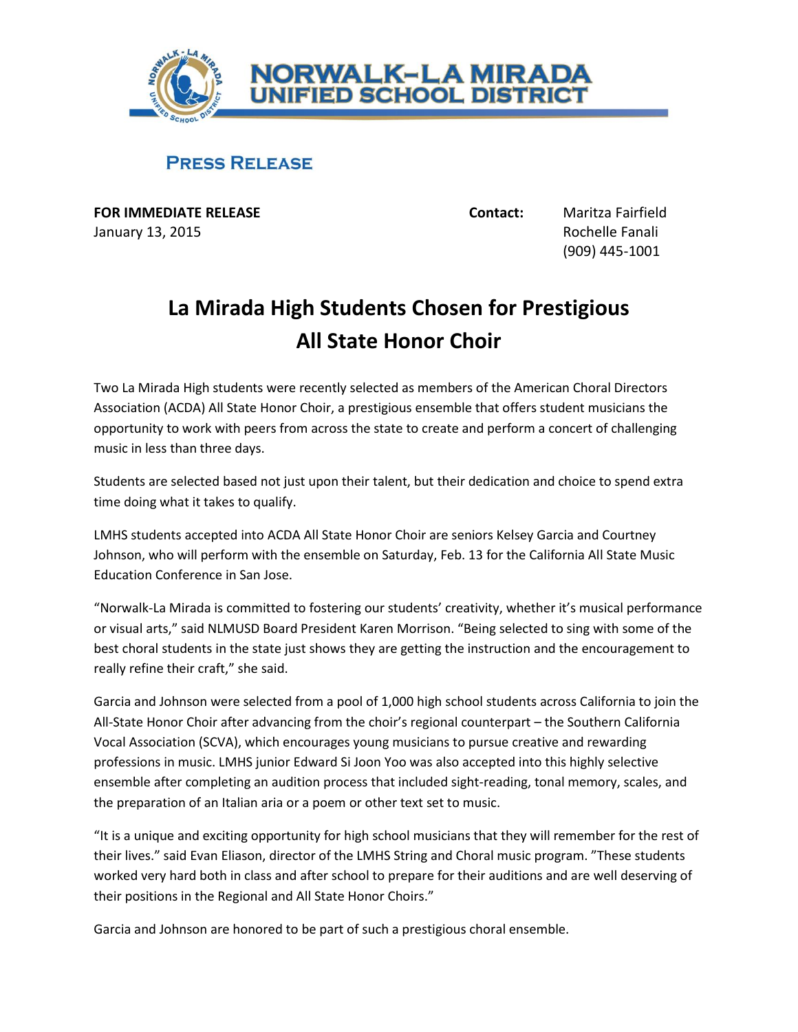# NORWALK–LA MIRADA UNIFIED SCHOOL DISTRICT

## PRESS RELEASE

**FOR IMMEDIATE RELEASE**
January 13, 2015

**Contact:** Maritza Fairfield
Rochelle Fanali
(909) 445-1001

# La Mirada High Students Chosen for Prestigious All State Honor Choir

Two La Mirada High students were recently selected as members of the American Choral Directors Association (ACDA) All State Honor Choir, a prestigious ensemble that offers student musicians the opportunity to work with peers from across the state to create and perform a concert of challenging music in less than three days.

Students are selected based not just upon their talent, but their dedication and choice to spend extra time doing what it takes to qualify.

LMHS students accepted into ACDA All State Honor Choir are seniors Kelsey Garcia and Courtney Johnson, who will perform with the ensemble on Saturday, Feb. 13 for the California All State Music Education Conference in San Jose.

"Norwalk-La Mirada is committed to fostering our students' creativity, whether it's musical performance or visual arts," said NLMUSD Board President Karen Morrison. "Being selected to sing with some of the best choral students in the state just shows they are getting the instruction and the encouragement to really refine their craft," she said.

Garcia and Johnson were selected from a pool of 1,000 high school students across California to join the All-State Honor Choir after advancing from the choir's regional counterpart – the Southern California Vocal Association (SCVA), which encourages young musicians to pursue creative and rewarding professions in music. LMHS junior Edward Si Joon Yoo was also accepted into this highly selective ensemble after completing an audition process that included sight-reading, tonal memory, scales, and the preparation of an Italian aria or a poem or other text set to music.

"It is a unique and exciting opportunity for high school musicians that they will remember for the rest of their lives." said Evan Eliason, director of the LMHS String and Choral music program. "These students worked very hard both in class and after school to prepare for their auditions and are well deserving of their positions in the Regional and All State Honor Choirs."

Garcia and Johnson are honored to be part of such a prestigious choral ensemble.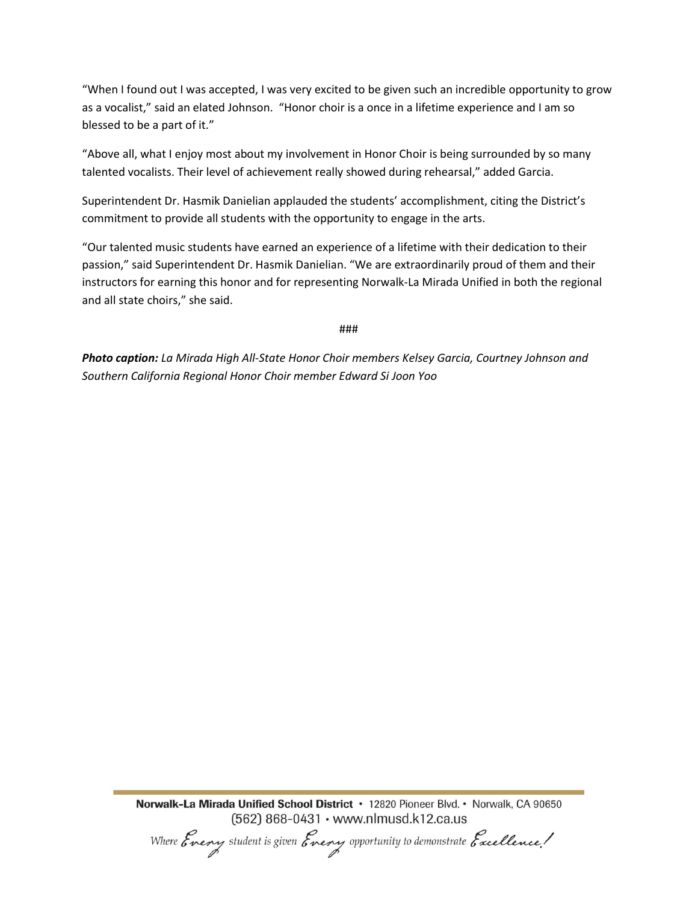"When I found out I was accepted, I was very excited to be given such an incredible opportunity to grow as a vocalist," said an elated Johnson. "Honor choir is a once in a lifetime experience and I am so blessed to be a part of it."

"Above all, what I enjoy most about my involvement in Honor Choir is being surrounded by so many talented vocalists. Their level of achievement really showed during rehearsal," added Garcia.

Superintendent Dr. Hasmik Danielian applauded the students' accomplishment, citing the District's commitment to provide all students with the opportunity to engage in the arts.

"Our talented music students have earned an experience of a lifetime with their dedication to their passion," said Superintendent Dr. Hasmik Danielian. "We are extraordinarily proud of them and their instructors for earning this honor and for representing Norwalk-La Mirada Unified in both the regional and all state choirs," she said.

###

***Photo caption:*** *La Mirada High All-State Honor Choir members Kelsey Garcia, Courtney Johnson and Southern California Regional Honor Choir member Edward Si Joon Yoo*

**Norwalk-La Mirada Unified School District** • 12820 Pioneer Blvd. • Norwalk, CA 90650
(562) 868-0431 • www.nlmusd.k12.ca.us

*Where Every student is given Every opportunity to demonstrate Excellence!*